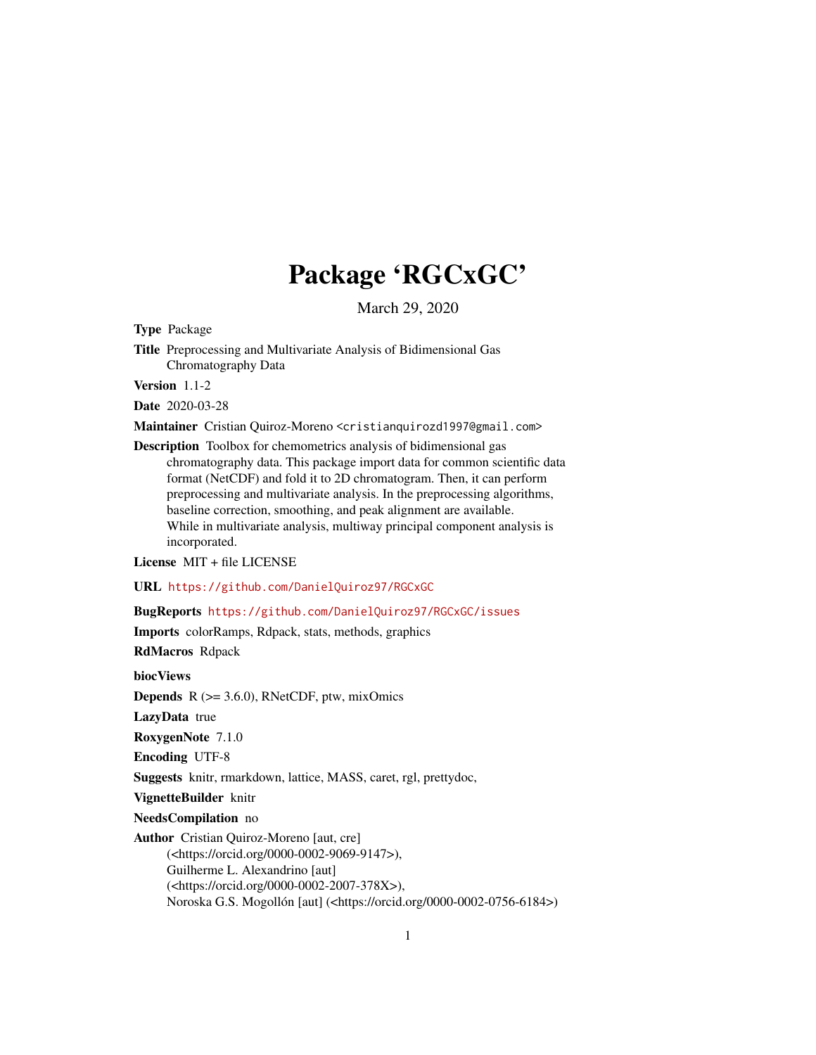# Package 'RGCxGC'

March 29, 2020

**Type** Package

**Title** Preprocessing and Multivariate Analysis of Bidimensional Gas Chromatography Data

**Version** 1.1-2

**Date** 2020-03-28

**Maintainer** Cristian Quiroz-Moreno <cristianquirozd1997@gmail.com>

**Description** Toolbox for chemometrics analysis of bidimensional gas chromatography data. This package import data for common scientific data format (NetCDF) and fold it to 2D chromatogram. Then, it can perform preprocessing and multivariate analysis. In the preprocessing algorithms, baseline correction, smoothing, and peak alignment are available. While in multivariate analysis, multiway principal component analysis is incorporated.

**License** MIT + file LICENSE

**URL** https://github.com/DanielQuiroz97/RGCxGC

**BugReports** https://github.com/DanielQuiroz97/RGCxGC/issues

**Imports** colorRamps, Rdpack, stats, methods, graphics

**RdMacros** Rdpack

**biocViews**

**Depends** R (>= 3.6.0), RNetCDF, ptw, mixOmics

**LazyData** true

**RoxygenNote** 7.1.0

**Encoding** UTF-8

**Suggests** knitr, rmarkdown, lattice, MASS, caret, rgl, prettydoc,

**VignetteBuilder** knitr

**NeedsCompilation** no

**Author** Cristian Quiroz-Moreno [aut, cre] (<https://orcid.org/0000-0002-9069-9147>), Guilherme L. Alexandrino [aut] (<https://orcid.org/0000-0002-2007-378X>), Noroska G.S. Mogollón [aut] (<https://orcid.org/0000-0002-0756-6184>)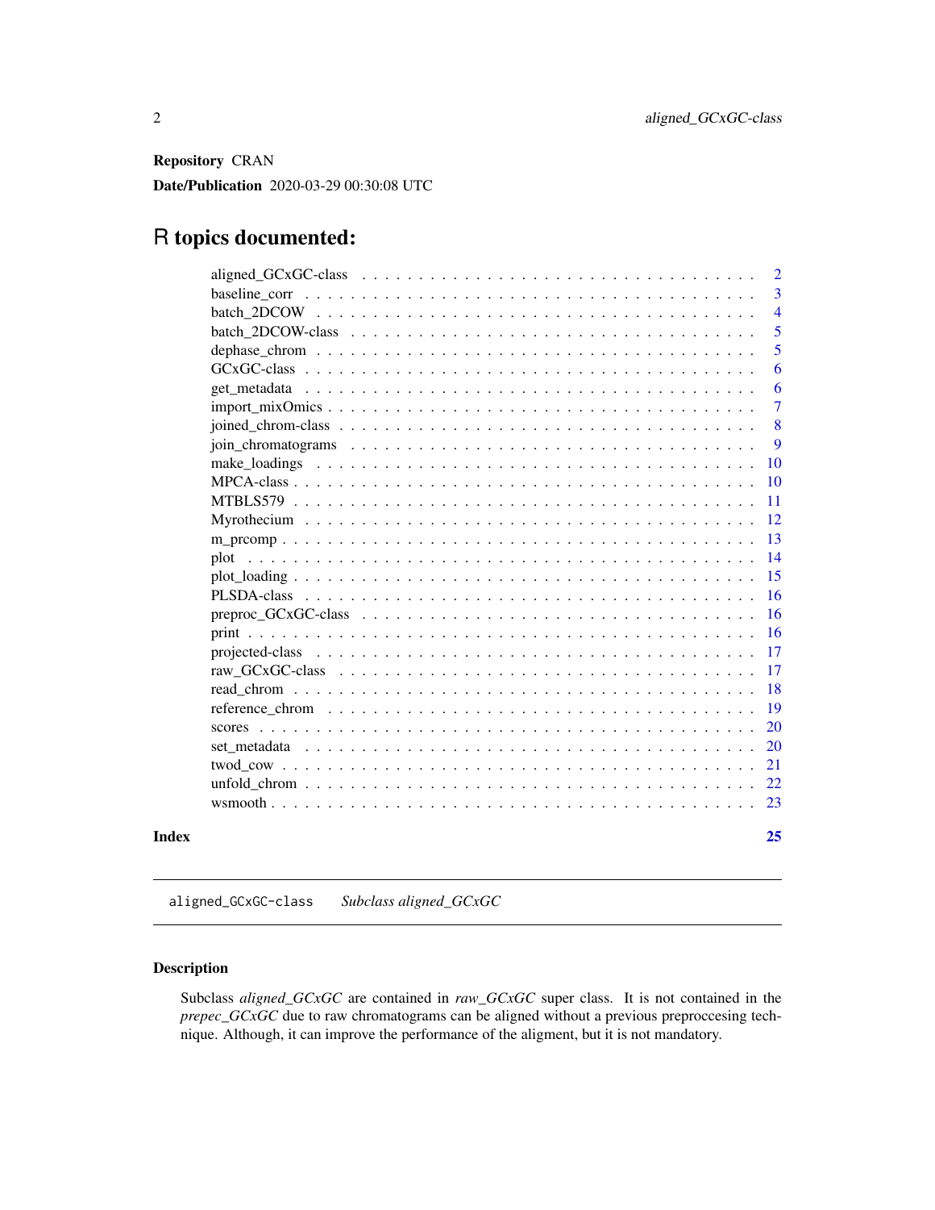**Repository** CRAN

**Date/Publication** 2020-03-29 00:30:08 UTC

# R topics documented:

| | |
|---|---|
| aligned_GCxGC-class | 2 |
| baseline_corr | 3 |
| batch_2DCOW | 4 |
| batch_2DCOW-class | 5 |
| dephase_chrom | 5 |
| GCxGC-class | 6 |
| get_metadata | 6 |
| import_mixOmics | 7 |
| joined_chrom-class | 8 |
| join_chromatograms | 9 |
| make_loadings | 10 |
| MPCA-class | 10 |
| MTBLS579 | 11 |
| Myrothecium | 12 |
| m_prcomp | 13 |
| plot | 14 |
| plot_loading | 15 |
| PLSDA-class | 16 |
| preproc_GCxGC-class | 16 |
| print | 16 |
| projected-class | 17 |
| raw_GCxGC-class | 17 |
| read_chrom | 18 |
| reference_chrom | 19 |
| scores | 20 |
| set_metadata | 20 |
| twod_cow | 21 |
| unfold_chrom | 22 |
| wsmooth | 23 |
| **Index** | **25** |

---

`aligned_GCxGC-class` *Subclass aligned_GCxGC*

---

### Description

Subclass *aligned_GCxGC* are contained in *raw_GCxGC* super class. It is not contained in the *prepec_GCxGC* due to raw chromatograms can be aligned without a previous preproccesing technique. Although, it can improve the performance of the aligment, but it is not mandatory.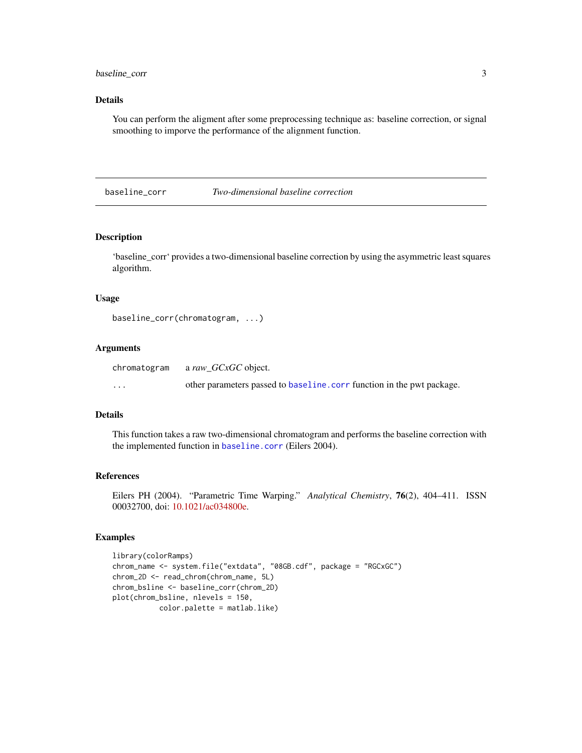### Details

You can perform the aligment after some preprocessing technique as: baseline correction, or signal smoothing to imporve the performance of the alignment function.

---

## baseline_corr — *Two-dimensional baseline correction*

---

### Description

'baseline_corr' provides a two-dimensional baseline correction by using the asymmetric least squares algorithm.

### Usage

```
baseline_corr(chromatogram, ...)
```

### Arguments

| | |
|---|---|
| chromatogram | a *raw_GCxGC* object. |
| ... | other parameters passed to baseline.corr function in the pwt package. |

### Details

This function takes a raw two-dimensional chromatogram and performs the baseline correction with the implemented function in baseline.corr (Eilers 2004).

### References

Eilers PH (2004). "Parametric Time Warping." *Analytical Chemistry*, **76**(2), 404–411. ISSN 00032700, doi: 10.1021/ac034800e.

### Examples

```
library(colorRamps)
chrom_name <- system.file("extdata", "08GB.cdf", package = "RGCxGC")
chrom_2D <- read_chrom(chrom_name, 5L)
chrom_bsline <- baseline_corr(chrom_2D)
plot(chrom_bsline, nlevels = 150,
           color.palette = matlab.like)
```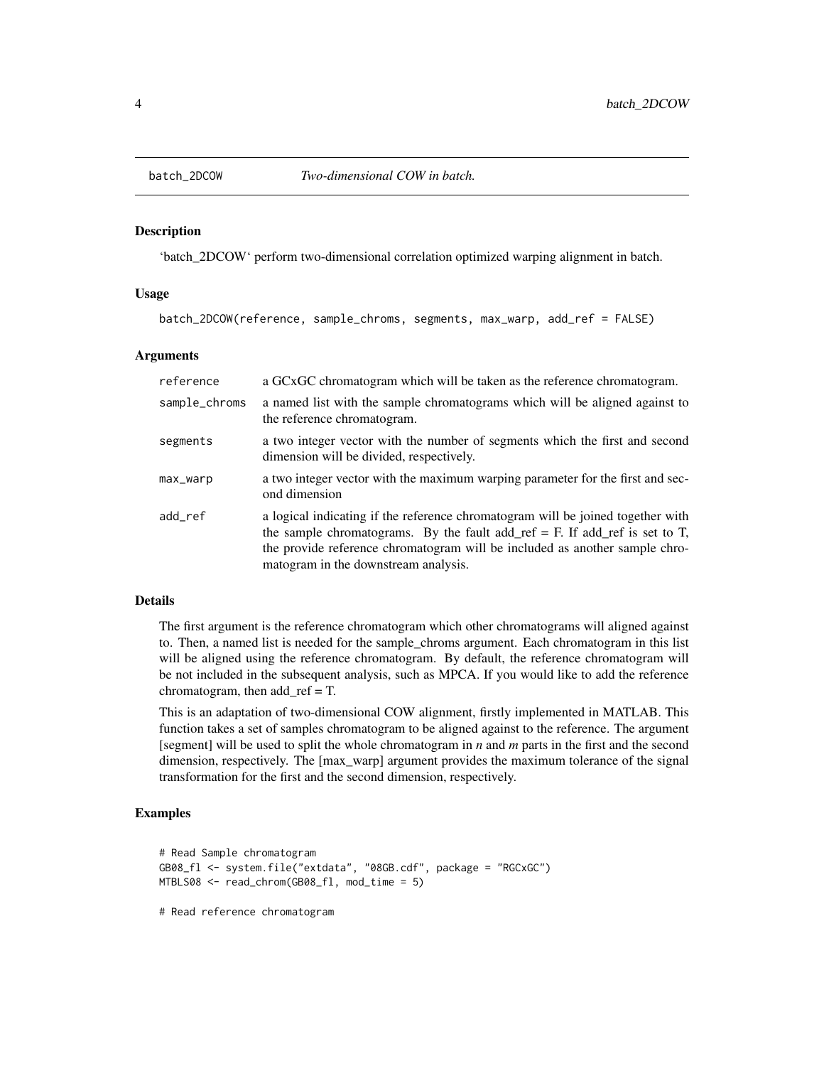# batch_2DCOW *Two-dimensional COW in batch.*

## Description

'batch_2DCOW' perform two-dimensional correlation optimized warping alignment in batch.

## Usage

```
batch_2DCOW(reference, sample_chroms, segments, max_warp, add_ref = FALSE)
```

## Arguments

| Argument | Description |
| --- | --- |
| reference | a GCxGC chromatogram which will be taken as the reference chromatogram. |
| sample_chroms | a named list with the sample chromatograms which will be aligned against to the reference chromatogram. |
| segments | a two integer vector with the number of segments which the first and second dimension will be divided, respectively. |
| max_warp | a two integer vector with the maximum warping parameter for the first and second dimension |
| add_ref | a logical indicating if the reference chromatogram will be joined together with the sample chromatograms. By the fault add_ref = F. If add_ref is set to T, the provide reference chromatogram will be included as another sample chromatogram in the downstream analysis. |

## Details

The first argument is the reference chromatogram which other chromatograms will aligned against to. Then, a named list is needed for the sample_chroms argument. Each chromatogram in this list will be aligned using the reference chromatogram. By default, the reference chromatogram will be not included in the subsequent analysis, such as MPCA. If you would like to add the reference chromatogram, then add_ref = T.

This is an adaptation of two-dimensional COW alignment, firstly implemented in MATLAB. This function takes a set of samples chromatogram to be aligned against to the reference. The argument [segment] will be used to split the whole chromatogram in *n* and *m* parts in the first and the second dimension, respectively. The [max_warp] argument provides the maximum tolerance of the signal transformation for the first and the second dimension, respectively.

## Examples

```
# Read Sample chromatogram
GB08_fl <- system.file("extdata", "08GB.cdf", package = "RGCxGC")
MTBLS08 <- read_chrom(GB08_fl, mod_time = 5)

# Read reference chromatogram
```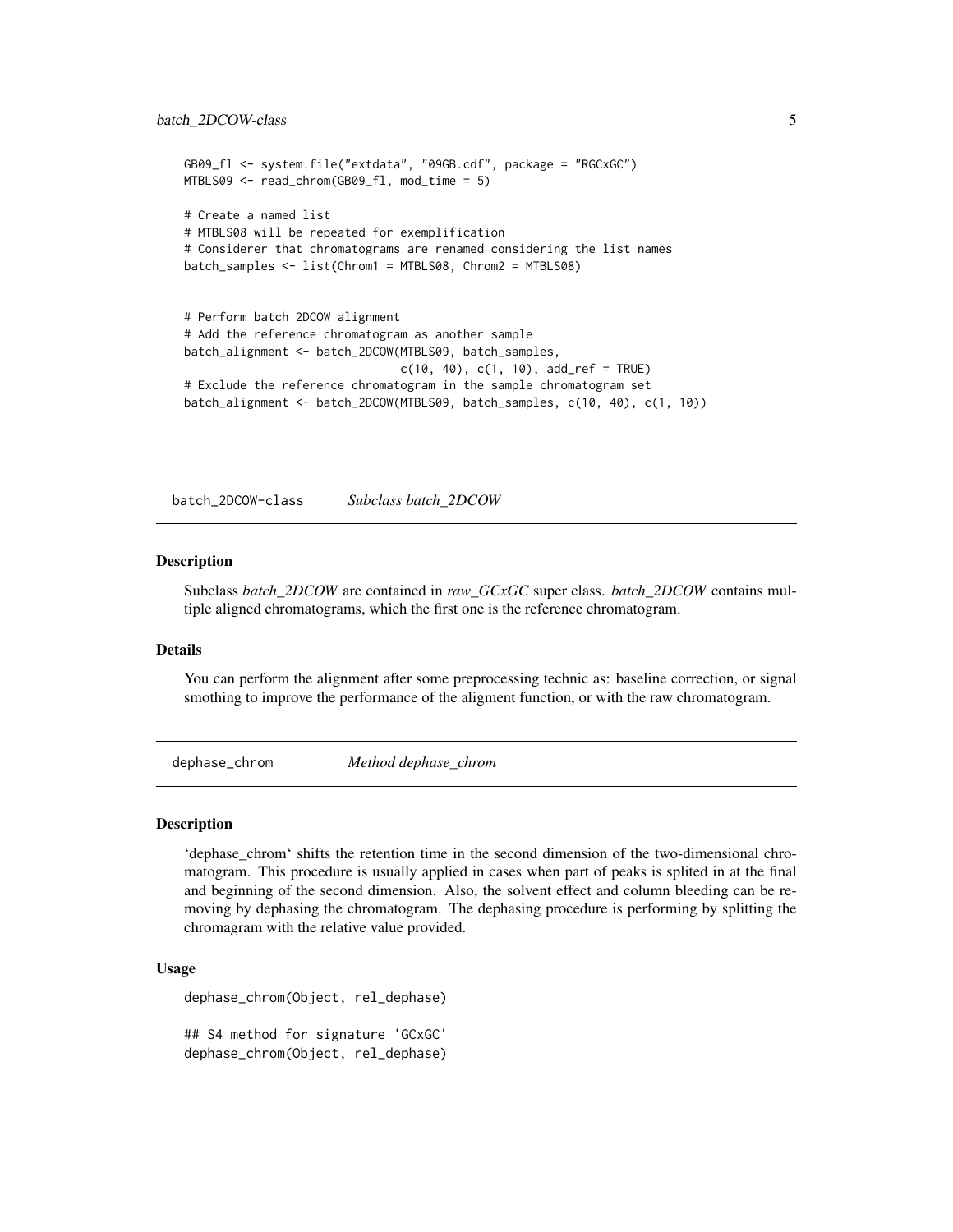```
GB09_fl <- system.file("extdata", "09GB.cdf", package = "RGCxGC")
MTBLS09 <- read_chrom(GB09_fl, mod_time = 5)

# Create a named list
# MTBLS08 will be repeated for exemplification
# Considerer that chromatograms are renamed considering the list names
batch_samples <- list(Chrom1 = MTBLS08, Chrom2 = MTBLS08)


# Perform batch 2DCOW alignment
# Add the reference chromatogram as another sample
batch_alignment <- batch_2DCOW(MTBLS09, batch_samples,
                               c(10, 40), c(1, 10), add_ref = TRUE)
# Exclude the reference chromatogram in the sample chromatogram set
batch_alignment <- batch_2DCOW(MTBLS09, batch_samples, c(10, 40), c(1, 10))
```

## batch_2DCOW-class    *Subclass batch_2DCOW*

### Description

Subclass *batch_2DCOW* are contained in *raw_GCxGC* super class. *batch_2DCOW* contains multiple aligned chromatograms, which the first one is the reference chromatogram.

### Details

You can perform the alignment after some preprocessing technic as: baseline correction, or signal smothing to improve the performance of the aligment function, or with the raw chromatogram.

## dephase_chrom    *Method dephase_chrom*

### Description

'dephase_chrom' shifts the retention time in the second dimension of the two-dimensional chromatogram. This procedure is usually applied in cases when part of peaks is splited in at the final and beginning of the second dimension. Also, the solvent effect and column bleeding can be removing by dephasing the chromatogram. The dephasing procedure is performing by splitting the chromagram with the relative value provided.

### Usage

```
dephase_chrom(Object, rel_dephase)

## S4 method for signature 'GCxGC'
dephase_chrom(Object, rel_dephase)
```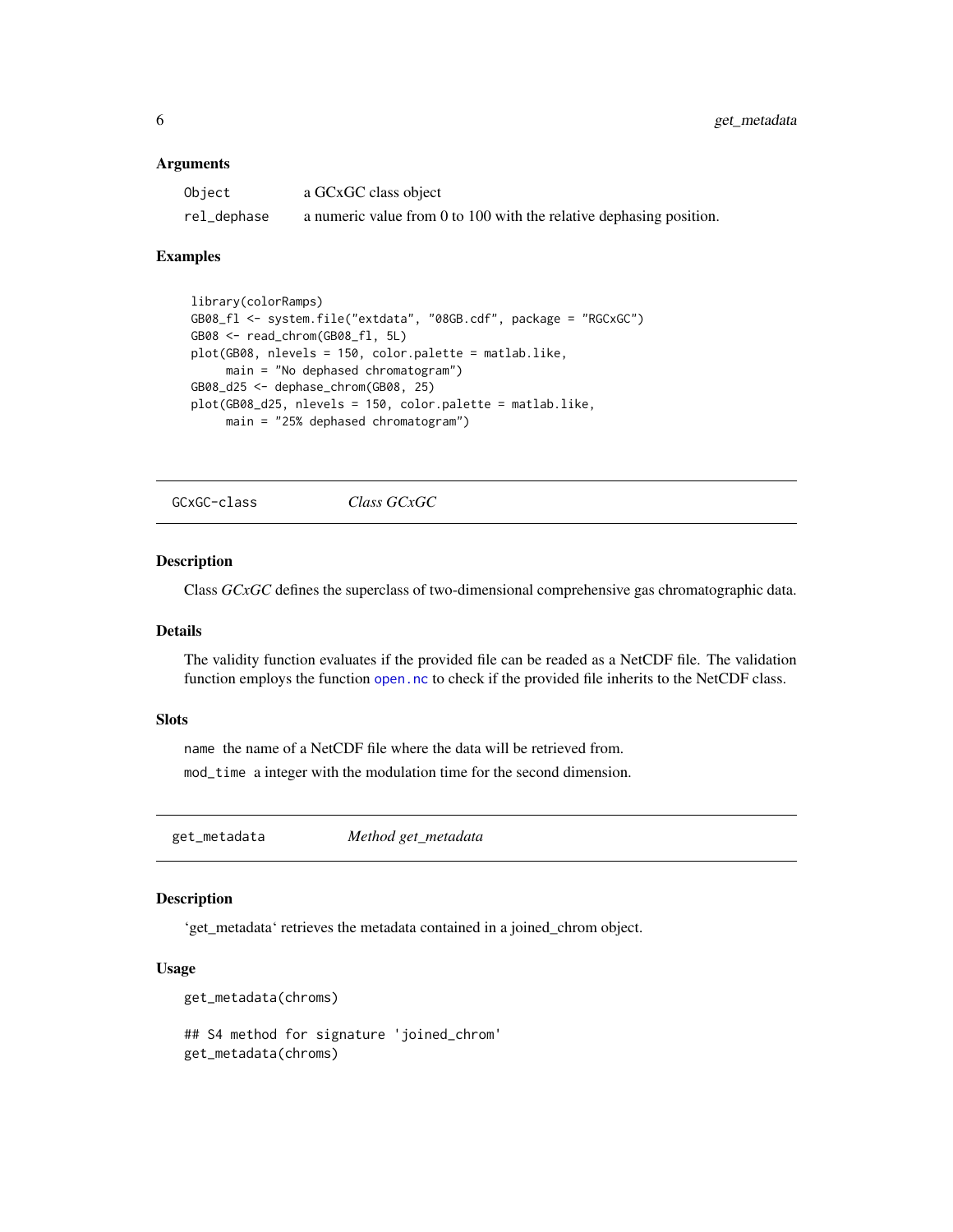### Arguments

| | |
|---|---|
| `Object` | a GCxGC class object |
| `rel_dephase` | a numeric value from 0 to 100 with the relative dephasing position. |

### Examples

```
library(colorRamps)
GB08_fl <- system.file("extdata", "08GB.cdf", package = "RGCxGC")
GB08 <- read_chrom(GB08_fl, 5L)
plot(GB08, nlevels = 150, color.palette = matlab.like,
     main = "No dephased chromatogram")
GB08_d25 <- dephase_chrom(GB08, 25)
plot(GB08_d25, nlevels = 150, color.palette = matlab.like,
     main = "25% dephased chromatogram")
```

---

## GCxGC-class    *Class GCxGC*

### Description

Class *GCxGC* defines the superclass of two-dimensional comprehensive gas chromatographic data.

### Details

The validity function evaluates if the provided file can be readed as a NetCDF file. The validation function employs the function `open.nc` to check if the provided file inherits to the NetCDF class.

### Slots

`name` the name of a NetCDF file where the data will be retrieved from.

`mod_time` a integer with the modulation time for the second dimension.

---

## get_metadata    *Method get_metadata*

### Description

'get_metadata' retrieves the metadata contained in a joined_chrom object.

### Usage

```
get_metadata(chroms)

## S4 method for signature 'joined_chrom'
get_metadata(chroms)
```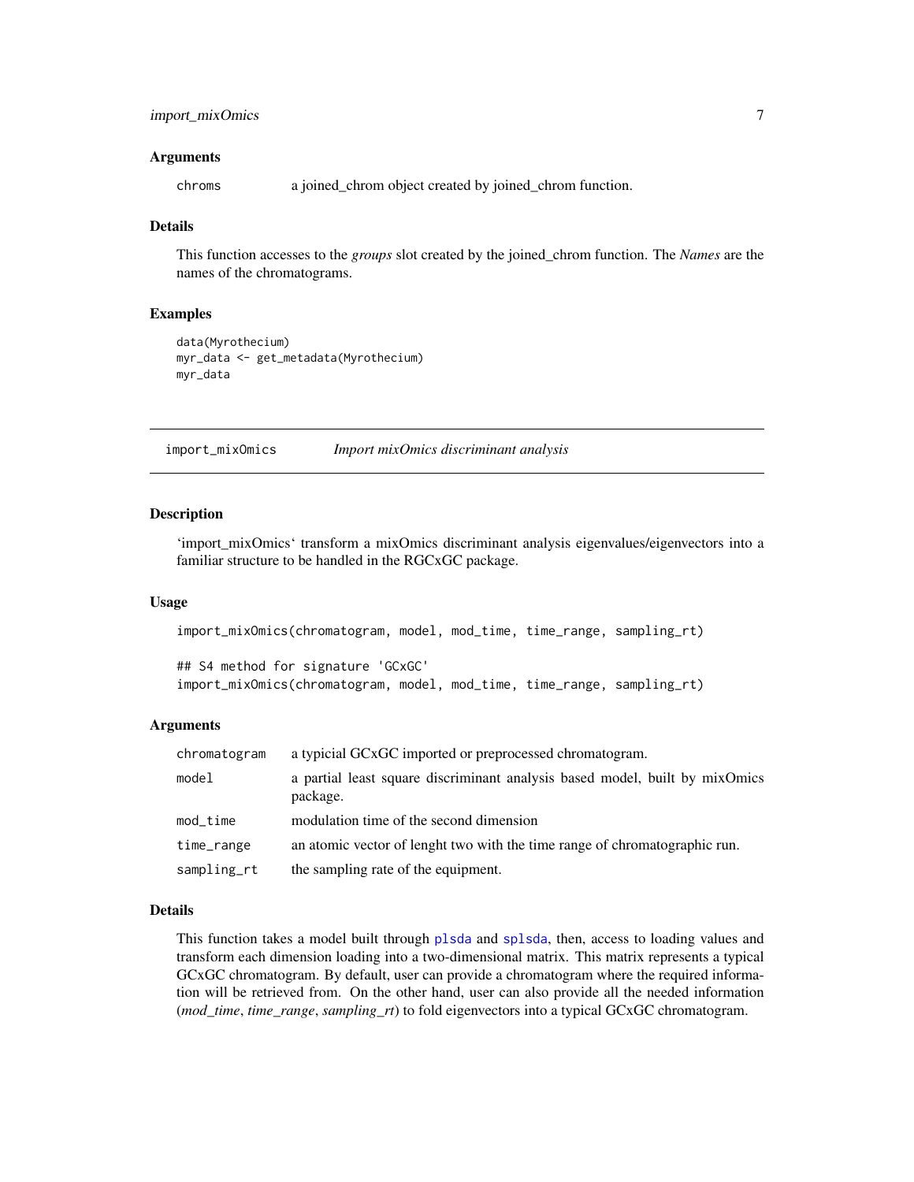### Arguments

| | |
|---|---|
| chroms | a joined_chrom object created by joined_chrom function. |

### Details

This function accesses to the *groups* slot created by the joined_chrom function. The *Names* are the names of the chromatograms.

### Examples

```
data(Myrothecium)
myr_data <- get_metadata(Myrothecium)
myr_data
```

---

## import_mixOmics *Import mixOmics discriminant analysis*

---

### Description

'import_mixOmics' transform a mixOmics discriminant analysis eigenvalues/eigenvectors into a familiar structure to be handled in the RGCxGC package.

### Usage

```
import_mixOmics(chromatogram, model, mod_time, time_range, sampling_rt)

## S4 method for signature 'GCxGC'
import_mixOmics(chromatogram, model, mod_time, time_range, sampling_rt)
```

### Arguments

| | |
|---|---|
| chromatogram | a typicial GCxGC imported or preprocessed chromatogram. |
| model | a partial least square discriminant analysis based model, built by mixOmics package. |
| mod_time | modulation time of the second dimension |
| time_range | an atomic vector of lenght two with the time range of chromatographic run. |
| sampling_rt | the sampling rate of the equipment. |

### Details

This function takes a model built through plsda and splsda, then, access to loading values and transform each dimension loading into a two-dimensional matrix. This matrix represents a typical GCxGC chromatogram. By default, user can provide a chromatogram where the required information will be retrieved from. On the other hand, user can also provide all the needed information (*mod_time*, *time_range*, *sampling_rt*) to fold eigenvectors into a typical GCxGC chromatogram.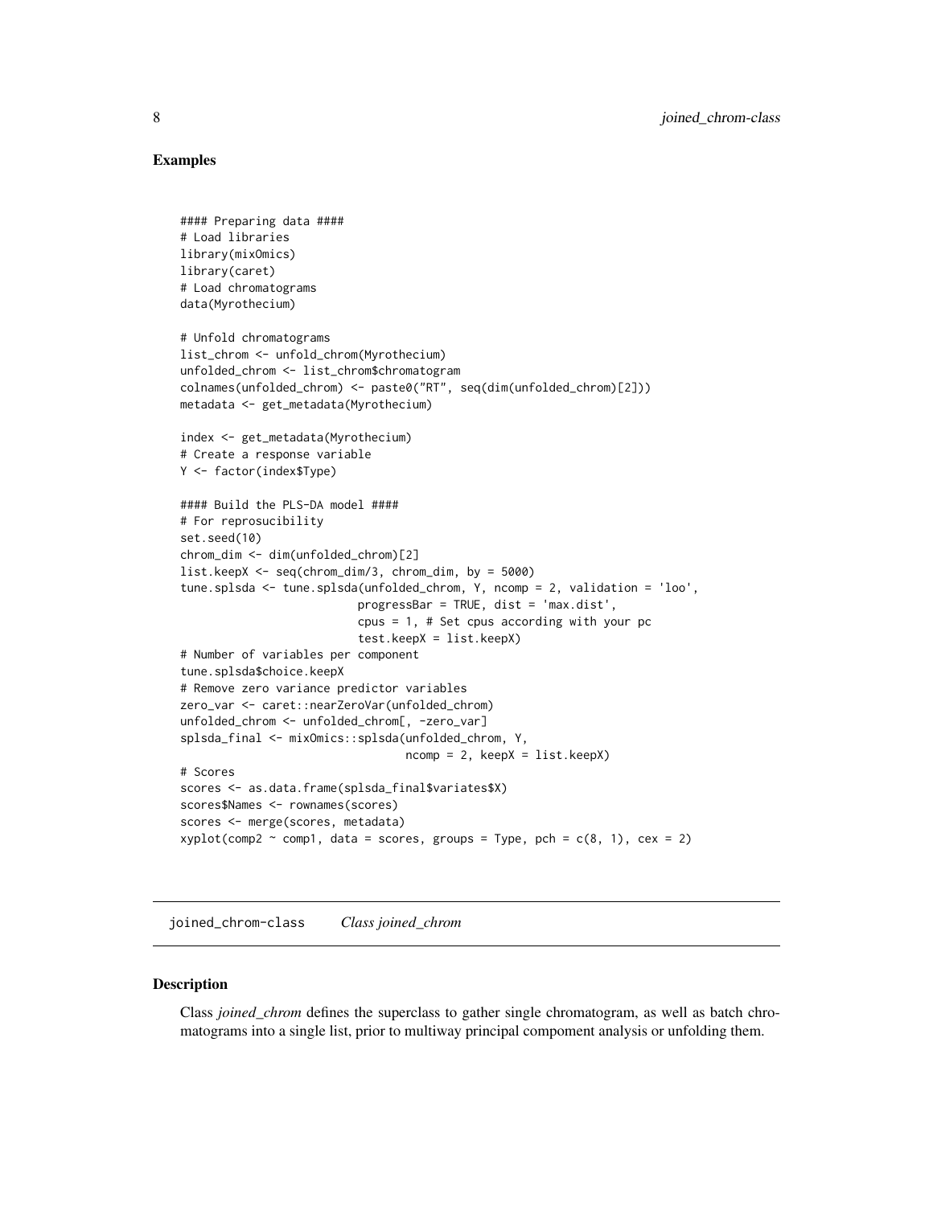## Examples

```
#### Preparing data ####
# Load libraries
library(mixOmics)
library(caret)
# Load chromatograms
data(Myrothecium)

# Unfold chromatograms
list_chrom <- unfold_chrom(Myrothecium)
unfolded_chrom <- list_chrom$chromatogram
colnames(unfolded_chrom) <- paste0("RT", seq(dim(unfolded_chrom)[2]))
metadata <- get_metadata(Myrothecium)

index <- get_metadata(Myrothecium)
# Create a response variable
Y <- factor(index$Type)

#### Build the PLS-DA model ####
# For reprosucibility
set.seed(10)
chrom_dim <- dim(unfolded_chrom)[2]
list.keepX <- seq(chrom_dim/3, chrom_dim, by = 5000)
tune.splsda <- tune.splsda(unfolded_chrom, Y, ncomp = 2, validation = 'loo',
                           progressBar = TRUE, dist = 'max.dist',
                           cpus = 1, # Set cpus according with your pc
                           test.keepX = list.keepX)
# Number of variables per component
tune.splsda$choice.keepX
# Remove zero variance predictor variables
zero_var <- caret::nearZeroVar(unfolded_chrom)
unfolded_chrom <- unfolded_chrom[, -zero_var]
splsda_final <- mixOmics::splsda(unfolded_chrom, Y,
                                  ncomp = 2, keepX = list.keepX)
# Scores
scores <- as.data.frame(splsda_final$variates$X)
scores$Names <- rownames(scores)
scores <- merge(scores, metadata)
xyplot(comp2 ~ comp1, data = scores, groups = Type, pch = c(8, 1), cex = 2)
```

---

joined_chrom-class    *Class joined_chrom*

---

## Description

Class *joined_chrom* defines the superclass to gather single chromatogram, as well as batch chromatograms into a single list, prior to multiway principal compoment analysis or unfolding them.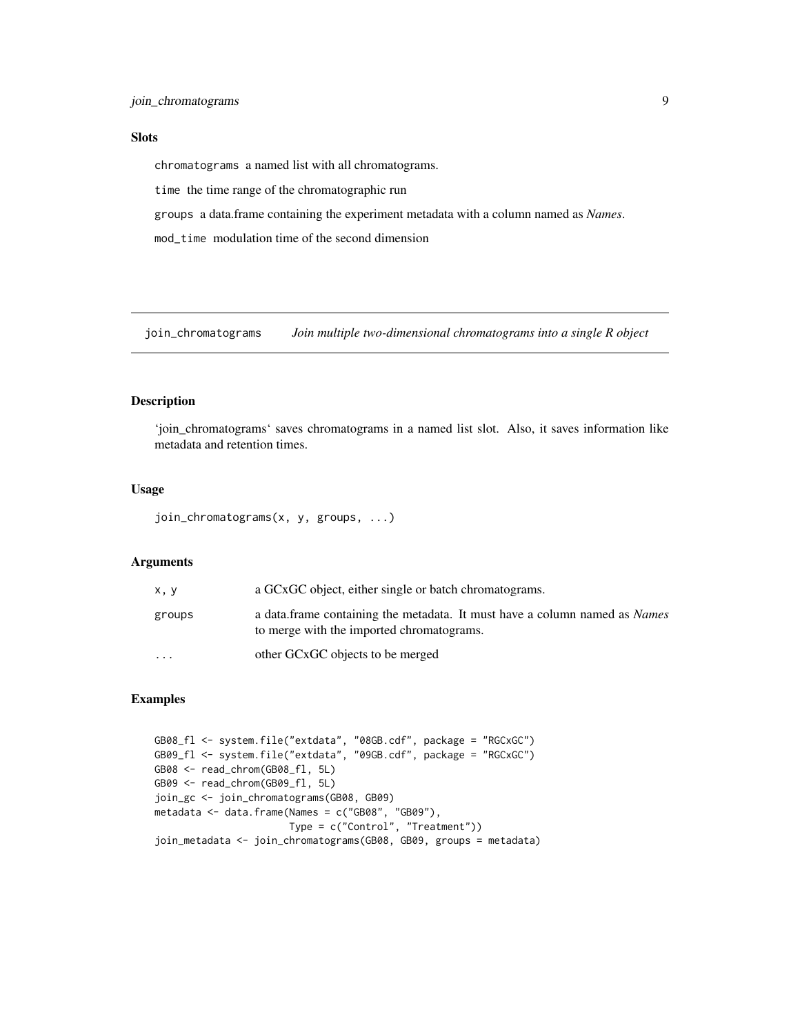### Slots

`chromatograms` a named list with all chromatograms.

`time` the time range of the chromatographic run

`groups` a data.frame containing the experiment metadata with a column named as *Names*.

`mod_time` modulation time of the second dimension

---

## join_chromatograms *Join multiple two-dimensional chromatograms into a single R object*

### Description

'join_chromatograms' saves chromatograms in a named list slot. Also, it saves information like metadata and retention times.

### Usage

```
join_chromatograms(x, y, groups, ...)
```

### Arguments

| | |
|---|---|
| `x, y` | a GCxGC object, either single or batch chromatograms. |
| `groups` | a data.frame containing the metadata. It must have a column named as *Names* to merge with the imported chromatograms. |
| `...` | other GCxGC objects to be merged |

### Examples

```
GB08_fl <- system.file("extdata", "08GB.cdf", package = "RGCxGC")
GB09_fl <- system.file("extdata", "09GB.cdf", package = "RGCxGC")
GB08 <- read_chrom(GB08_fl, 5L)
GB09 <- read_chrom(GB09_fl, 5L)
join_gc <- join_chromatograms(GB08, GB09)
metadata <- data.frame(Names = c("GB08", "GB09"),
                       Type = c("Control", "Treatment"))
join_metadata <- join_chromatograms(GB08, GB09, groups = metadata)
```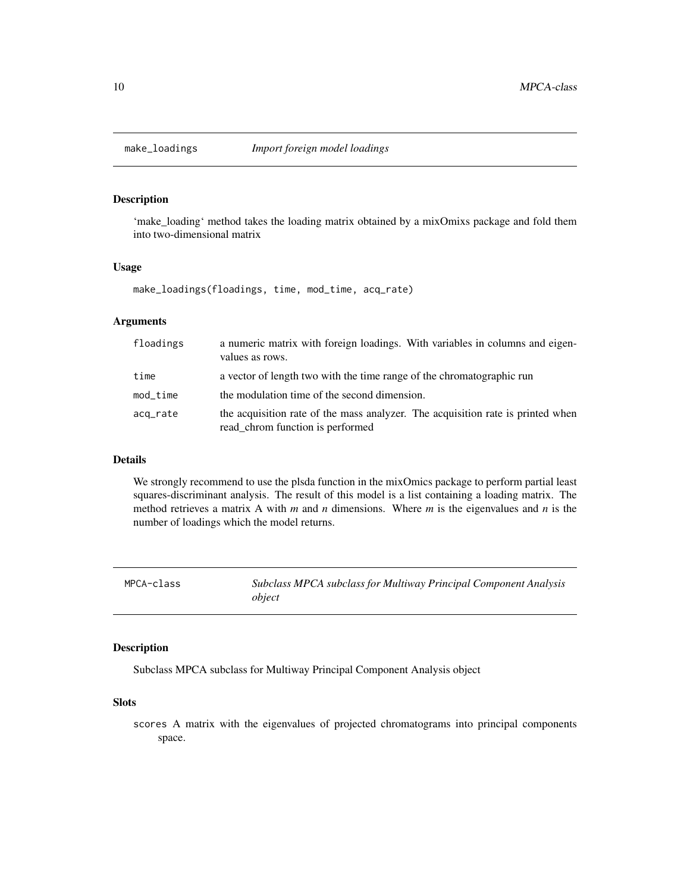## make_loadings — *Import foreign model loadings*

### Description

'make_loading' method takes the loading matrix obtained by a mixOmixs package and fold them into two-dimensional matrix

### Usage

```
make_loadings(floadings, time, mod_time, acq_rate)
```

### Arguments

| | |
|---|---|
| `floadings` | a numeric matrix with foreign loadings. With variables in columns and eigenvalues as rows. |
| `time` | a vector of length two with the time range of the chromatographic run |
| `mod_time` | the modulation time of the second dimension. |
| `acq_rate` | the acquisition rate of the mass analyzer. The acquisition rate is printed when read_chrom function is performed |

### Details

We strongly recommend to use the plsda function in the mixOmics package to perform partial least squares-discriminant analysis. The result of this model is a list containing a loading matrix. The method retrieves a matrix A with $m$ and $n$ dimensions. Where $m$ is the eigenvalues and $n$ is the number of loadings which the model returns.

## MPCA-class — *Subclass MPCA subclass for Multiway Principal Component Analysis object*

### Description

Subclass MPCA subclass for Multiway Principal Component Analysis object

### Slots

`scores` A matrix with the eigenvalues of projected chromatograms into principal components space.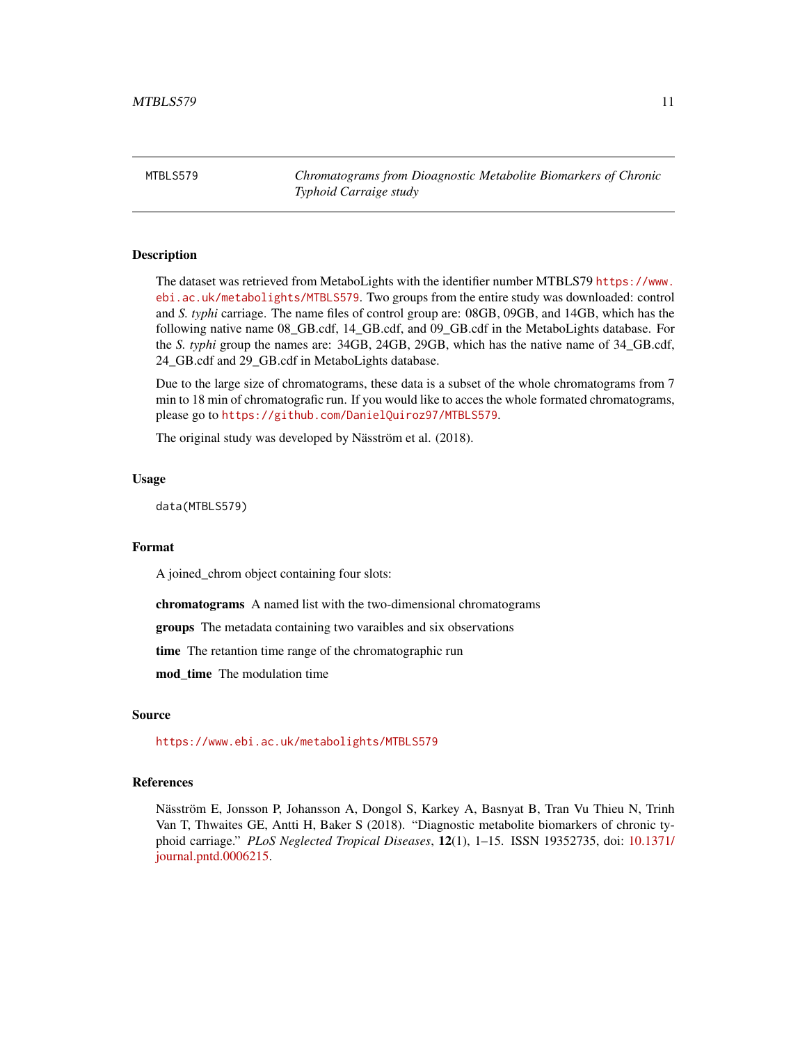## MTBLS579 — *Chromatograms from Dioagnostic Metabolite Biomarkers of Chronic Typhoid Carraige study*

### Description

The dataset was retrieved from MetaboLights with the identifier number MTBLS79 https://www.ebi.ac.uk/metabolights/MTBLS579. Two groups from the entire study was downloaded: control and *S. typhi* carriage. The name files of control group are: 08GB, 09GB, and 14GB, which has the following native name 08_GB.cdf, 14_GB.cdf, and 09_GB.cdf in the MetaboLights database. For the *S. typhi* group the names are: 34GB, 24GB, 29GB, which has the native name of 34_GB.cdf, 24_GB.cdf and 29_GB.cdf in MetaboLights database.

Due to the large size of chromatograms, these data is a subset of the whole chromatograms from 7 min to 18 min of chromatografic run. If you would like to acces the whole formated chromatograms, please go to https://github.com/DanielQuiroz97/MTBLS579.

The original study was developed by Nässtöm et al. (2018).

### Usage

```
data(MTBLS579)
```

### Format

A joined_chrom object containing four slots:

**chromatograms** A named list with the two-dimensional chromatograms

**groups** The metadata containing two varaibles and six observations

**time** The retantion time range of the chromatographic run

**mod_time** The modulation time

### Source

https://www.ebi.ac.uk/metabolights/MTBLS579

### References

Nässtöm E, Jonsson P, Johansson A, Dongol S, Karkey A, Basnyat B, Tran Vu Thieu N, Trinh Van T, Thwaites GE, Antti H, Baker S (2018). "Diagnostic metabolite biomarkers of chronic typhoid carriage." *PLoS Neglected Tropical Diseases*, **12**(1), 1–15. ISSN 19352735, doi: 10.1371/journal.pntd.0006215.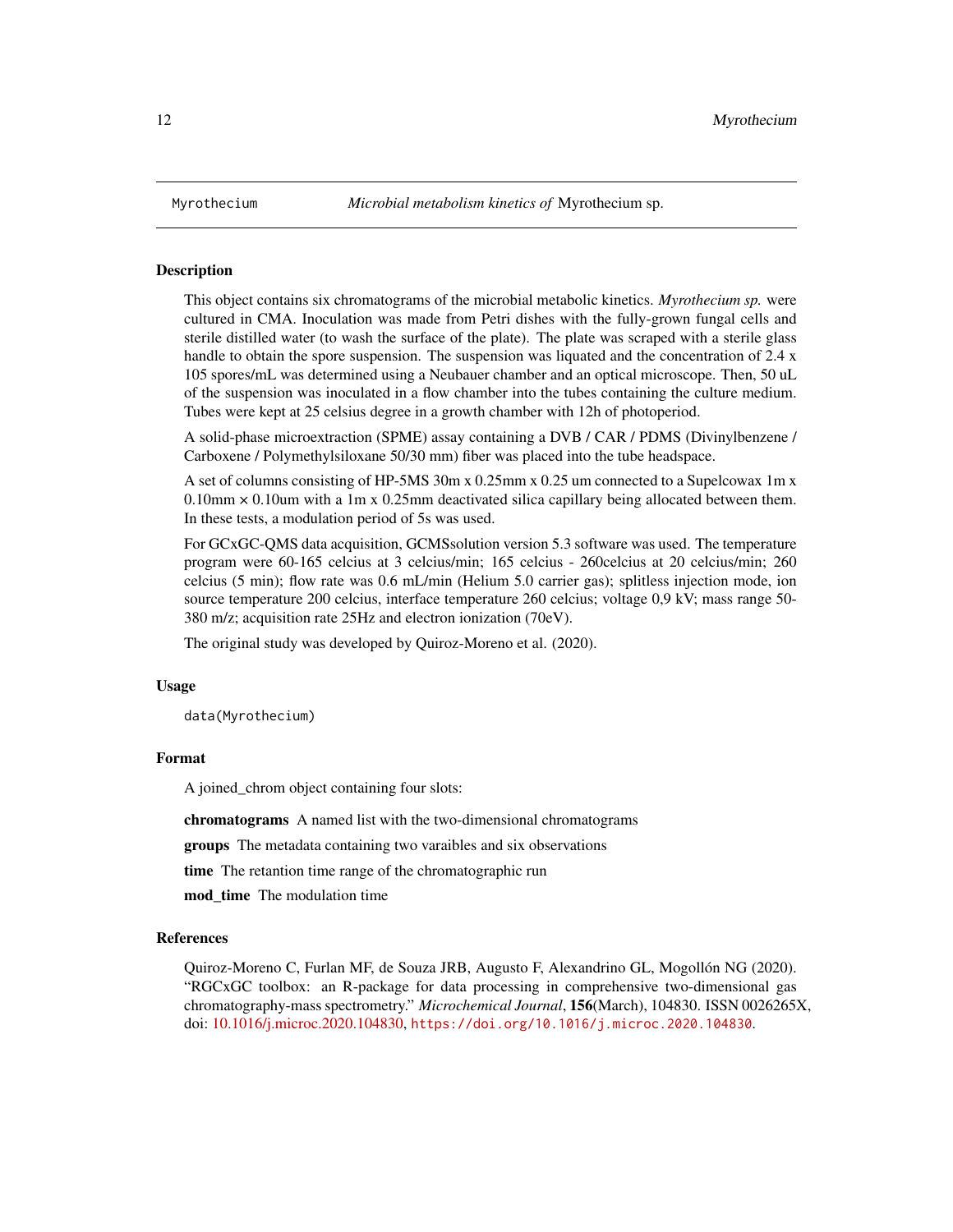Myrothecium *Microbial metabolism kinetics of* Myrothecium sp.

## Description

This object contains six chromatograms of the microbial metabolic kinetics. *Myrothecium sp.* were cultured in CMA. Inoculation was made from Petri dishes with the fully-grown fungal cells and sterile distilled water (to wash the surface of the plate). The plate was scraped with a sterile glass handle to obtain the spore suspension. The suspension was liquated and the concentration of 2.4 x 105 spores/mL was determined using a Neubauer chamber and an optical microscope. Then, 50 uL of the suspension was inoculated in a flow chamber into the tubes containing the culture medium. Tubes were kept at 25 celsius degree in a growth chamber with 12h of photoperiod.

A solid-phase microextraction (SPME) assay containing a DVB / CAR / PDMS (Divinylbenzene / Carboxene / Polymethylsiloxane 50/30 mm) fiber was placed into the tube headspace.

A set of columns consisting of HP-5MS 30m x 0.25mm x 0.25 um connected to a Supelcowax 1m x 0.10mm × 0.10um with a 1m x 0.25mm deactivated silica capillary being allocated between them. In these tests, a modulation period of 5s was used.

For GCxGC-QMS data acquisition, GCMSsolution version 5.3 software was used. The temperature program were 60-165 celcius at 3 celcius/min; 165 celcius - 260celcius at 20 celcius/min; 260 celcius (5 min); flow rate was 0.6 mL/min (Helium 5.0 carrier gas); splitless injection mode, ion source temperature 200 celcius, interface temperature 260 celcius; voltage 0,9 kV; mass range 50-380 m/z; acquisition rate 25Hz and electron ionization (70eV).

The original study was developed by Quiroz-Moreno et al. (2020).

## Usage

```
data(Myrothecium)
```

## Format

A joined_chrom object containing four slots:

**chromatograms** A named list with the two-dimensional chromatograms

**groups** The metadata containing two varaibles and six observations

**time** The retantion time range of the chromatographic run

**mod_time** The modulation time

## References

Quiroz-Moreno C, Furlan MF, de Souza JRB, Augusto F, Alexandrino GL, Mogollón NG (2020). "RGCxGC toolbox: an R-package for data processing in comprehensive two-dimensional gas chromatography-mass spectrometry." *Microchemical Journal*, **156**(March), 104830. ISSN 0026265X, doi: 10.1016/j.microc.2020.104830, `https://doi.org/10.1016/j.microc.2020.104830`.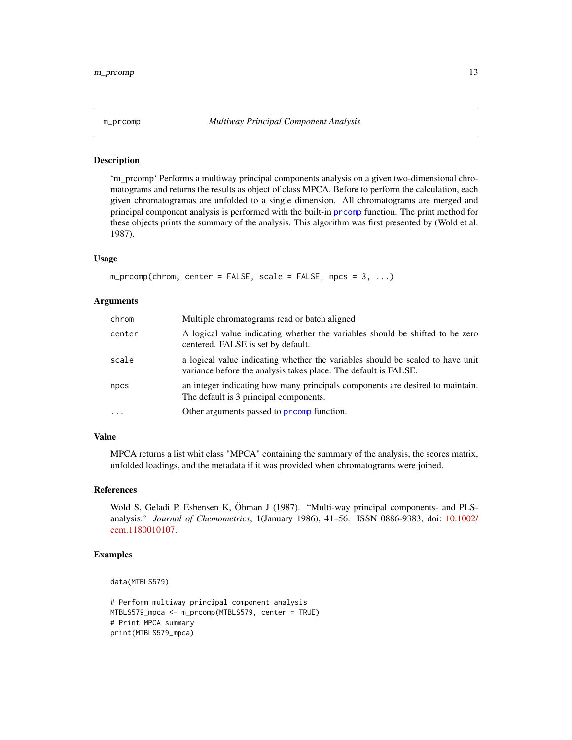## m_prcomp — *Multiway Principal Component Analysis*

### Description

'm_prcomp' Performs a multiway principal components analysis on a given two-dimensional chromatograms and returns the results as object of class MPCA. Before to perform the calculation, each given chromatogramas are unfolded to a single dimension. All chromatograms are merged and principal component analysis is performed with the built-in prcomp function. The print method for these objects prints the summary of the analysis. This algorithm was first presented by (Wold et al. 1987).

### Usage

```
m_prcomp(chrom, center = FALSE, scale = FALSE, npcs = 3, ...)
```

### Arguments

| | |
|---|---|
| chrom | Multiple chromatograms read or batch aligned |
| center | A logical value indicating whether the variables should be shifted to be zero centered. FALSE is set by default. |
| scale | a logical value indicating whether the variables should be scaled to have unit variance before the analysis takes place. The default is FALSE. |
| npcs | an integer indicating how many principals components are desired to maintain. The default is 3 principal components. |
| ... | Other arguments passed to prcomp function. |

### Value

MPCA returns a list whit class "MPCA" containing the summary of the analysis, the scores matrix, unfolded loadings, and the metadata if it was provided when chromatograms were joined.

### References

Wold S, Geladi P, Esbensen K, Öhman J (1987). "Multi-way principal components- and PLS-analysis." *Journal of Chemometrics*, **1**(January 1986), 41–56. ISSN 0886-9383, doi: 10.1002/cem.1180010107.

### Examples

```
data(MTBLS579)

# Perform multiway principal component analysis
MTBLS579_mpca <- m_prcomp(MTBLS579, center = TRUE)
# Print MPCA summary
print(MTBLS579_mpca)
```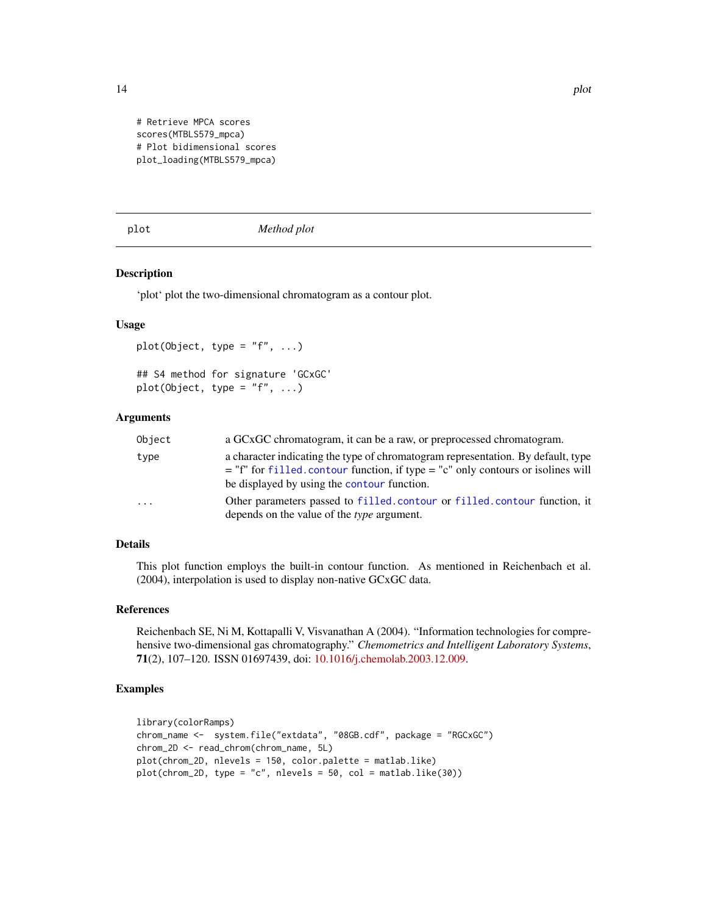```
# Retrieve MPCA scores
scores(MTBLS579_mpca)
# Plot bidimensional scores
plot_loading(MTBLS579_mpca)
```

## plot — *Method plot*

### Description

'plot' plot the two-dimensional chromatogram as a contour plot.

### Usage

```
plot(Object, type = "f", ...)

## S4 method for signature 'GCxGC'
plot(Object, type = "f", ...)
```

### Arguments

| | |
|---|---|
| `Object` | a GCxGC chromatogram, it can be a raw, or preprocessed chromatogram. |
| `type` | a character indicating the type of chromatogram representation. By default, type = "f" for `filled.contour` function, if type = "c" only contours or isolines will be displayed by using the `contour` function. |
| `...` | Other parameters passed to `filled.contour` or `filled.contour` function, it depends on the value of the *type* argument. |

### Details

This plot function employs the built-in contour function. As mentioned in Reichenbach et al. (2004), interpolation is used to display non-native GCxGC data.

### References

Reichenbach SE, Ni M, Kottapalli V, Visvanathan A (2004). "Information technologies for comprehensive two-dimensional gas chromatography." *Chemometrics and Intelligent Laboratory Systems*, **71**(2), 107–120. ISSN 01697439, doi: 10.1016/j.chemolab.2003.12.009.

### Examples

```
library(colorRamps)
chrom_name <-  system.file("extdata", "08GB.cdf", package = "RGCxGC")
chrom_2D <- read_chrom(chrom_name, 5L)
plot(chrom_2D, nlevels = 150, color.palette = matlab.like)
plot(chrom_2D, type = "c", nlevels = 50, col = matlab.like(30))
```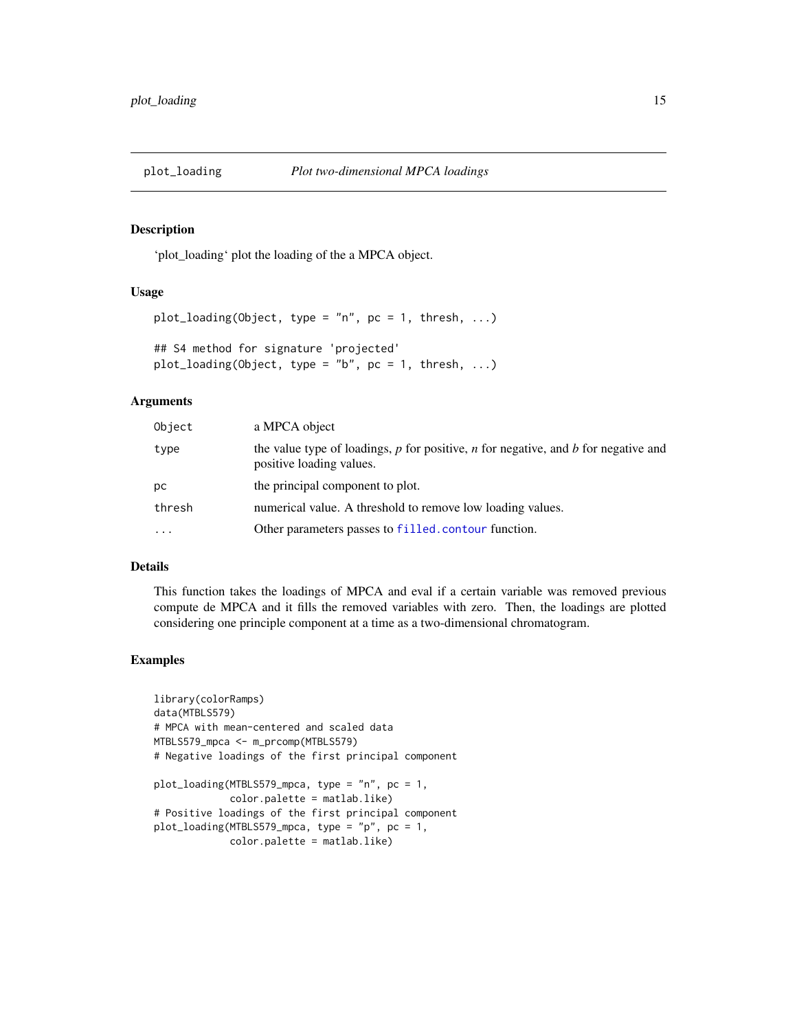## plot_loading *Plot two-dimensional MPCA loadings*

### Description

'plot_loading' plot the loading of the a MPCA object.

### Usage

```
plot_loading(Object, type = "n", pc = 1, thresh, ...)

## S4 method for signature 'projected'
plot_loading(Object, type = "b", pc = 1, thresh, ...)
```

### Arguments

| | |
|---|---|
| Object | a MPCA object |
| type | the value type of loadings, *p* for positive, *n* for negative, and *b* for negative and positive loading values. |
| pc | the principal component to plot. |
| thresh | numerical value. A threshold to remove low loading values. |
| ... | Other parameters passes to filled.contour function. |

### Details

This function takes the loadings of MPCA and eval if a certain variable was removed previous compute de MPCA and it fills the removed variables with zero. Then, the loadings are plotted considering one principle component at a time as a two-dimensional chromatogram.

### Examples

```
library(colorRamps)
data(MTBLS579)
# MPCA with mean-centered and scaled data
MTBLS579_mpca <- m_prcomp(MTBLS579)
# Negative loadings of the first principal component

plot_loading(MTBLS579_mpca, type = "n", pc = 1,
             color.palette = matlab.like)
# Positive loadings of the first principal component
plot_loading(MTBLS579_mpca, type = "p", pc = 1,
             color.palette = matlab.like)
```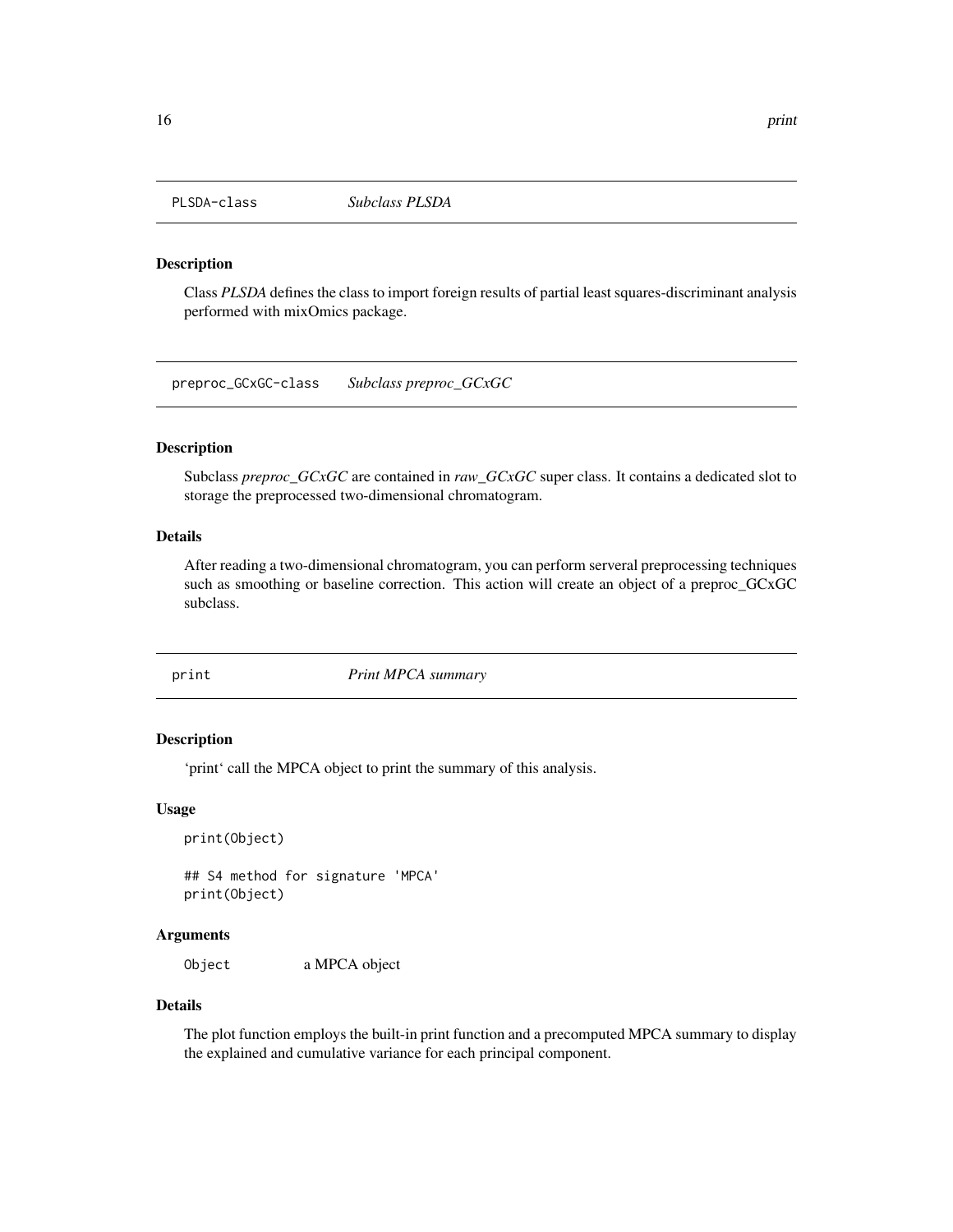## PLSDA-class *Subclass PLSDA*

### Description

Class *PLSDA* defines the class to import foreign results of partial least squares-discriminant analysis performed with mixOmics package.

## preproc_GCxGC-class *Subclass preproc_GCxGC*

### Description

Subclass *preproc_GCxGC* are contained in *raw_GCxGC* super class. It contains a dedicated slot to storage the preprocessed two-dimensional chromatogram.

### Details

After reading a two-dimensional chromatogram, you can perform serveral preprocessing techniques such as smoothing or baseline correction. This action will create an object of a preproc_GCxGC subclass.

## print *Print MPCA summary*

### Description

'print' call the MPCA object to print the summary of this analysis.

### Usage

```
print(Object)

## S4 method for signature 'MPCA'
print(Object)
```

### Arguments

| | |
|---|---|
| Object | a MPCA object |

### Details

The plot function employs the built-in print function and a precomputed MPCA summary to display the explained and cumulative variance for each principal component.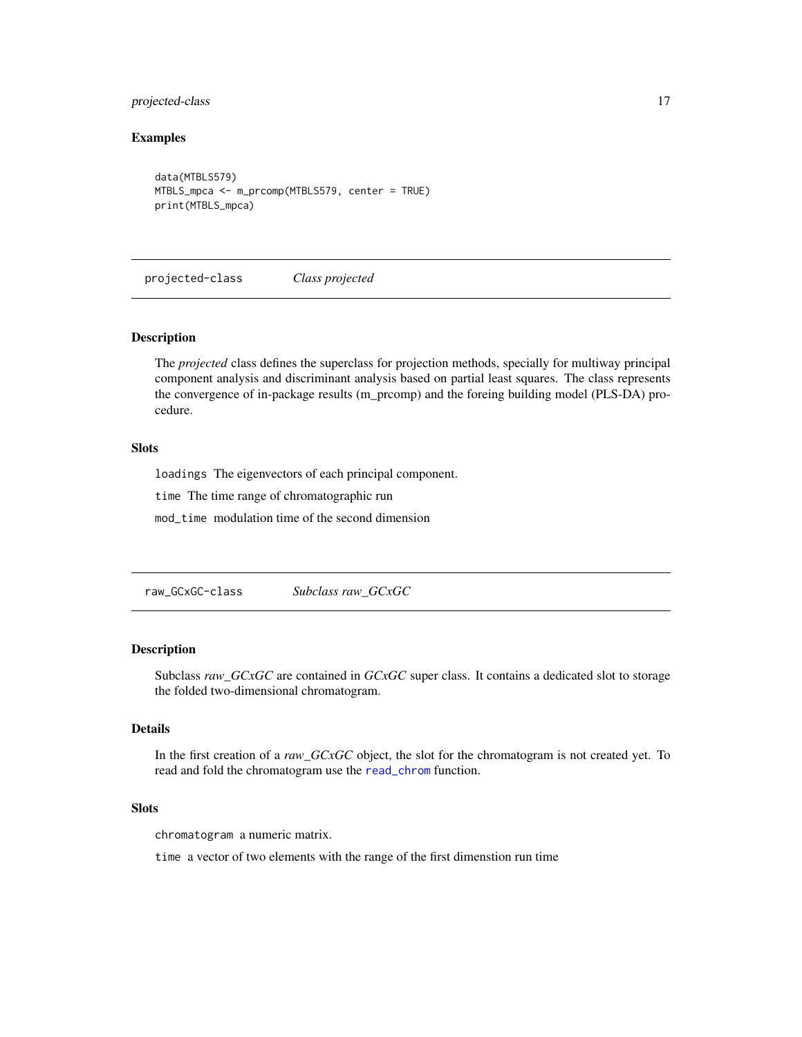## Examples

```
data(MTBLS579)
MTBLS_mpca <- m_prcomp(MTBLS579, center = TRUE)
print(MTBLS_mpca)
```

---

# projected-class    *Class projected*

---

## Description

The *projected* class defines the superclass for projection methods, specially for multiway principal component analysis and discriminant analysis based on partial least squares. The class represents the convergence of in-package results (m_prcomp) and the foreing building model (PLS-DA) procedure.

## Slots

`loadings` The eigenvectors of each principal component.

`time` The time range of chromatographic run

`mod_time` modulation time of the second dimension

---

# raw_GCxGC-class    *Subclass raw_GCxGC*

---

## Description

Subclass *raw_GCxGC* are contained in *GCxGC* super class. It contains a dedicated slot to storage the folded two-dimensional chromatogram.

## Details

In the first creation of a *raw_GCxGC* object, the slot for the chromatogram is not created yet. To read and fold the chromatogram use the `read_chrom` function.

## Slots

`chromatogram` a numeric matrix.

`time` a vector of two elements with the range of the first dimenstion run time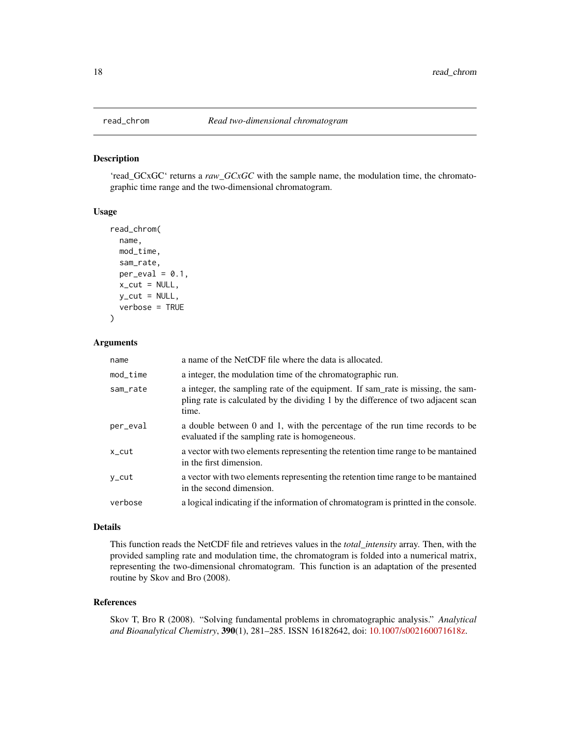# read_chrom — *Read two-dimensional chromatogram*

## Description

'read_GCxGC' returns a *raw_GCxGC* with the sample name, the modulation time, the chromatographic time range and the two-dimensional chromatogram.

## Usage

```
read_chrom(
  name,
  mod_time,
  sam_rate,
  per_eval = 0.1,
  x_cut = NULL,
  y_cut = NULL,
  verbose = TRUE
)
```

## Arguments

| | |
|---|---|
| `name` | a name of the NetCDF file where the data is allocated. |
| `mod_time` | a integer, the modulation time of the chromatographic run. |
| `sam_rate` | a integer, the sampling rate of the equipment. If sam_rate is missing, the sampling rate is calculated by the dividing 1 by the difference of two adjacent scan time. |
| `per_eval` | a double between 0 and 1, with the percentage of the run time records to be evaluated if the sampling rate is homogeneous. |
| `x_cut` | a vector with two elements representing the retention time range to be mantained in the first dimension. |
| `y_cut` | a vector with two elements representing the retention time range to be mantained in the second dimension. |
| `verbose` | a logical indicating if the information of chromatogram is printted in the console. |

## Details

This function reads the NetCDF file and retrieves values in the *total_intensity* array. Then, with the provided sampling rate and modulation time, the chromatogram is folded into a numerical matrix, representing the two-dimensional chromatogram. This function is an adaptation of the presented routine by Skov and Bro (2008).

## References

Skov T, Bro R (2008). "Solving fundamental problems in chromatographic analysis." *Analytical and Bioanalytical Chemistry*, **390**(1), 281–285. ISSN 16182642, doi: 10.1007/s002160071618z.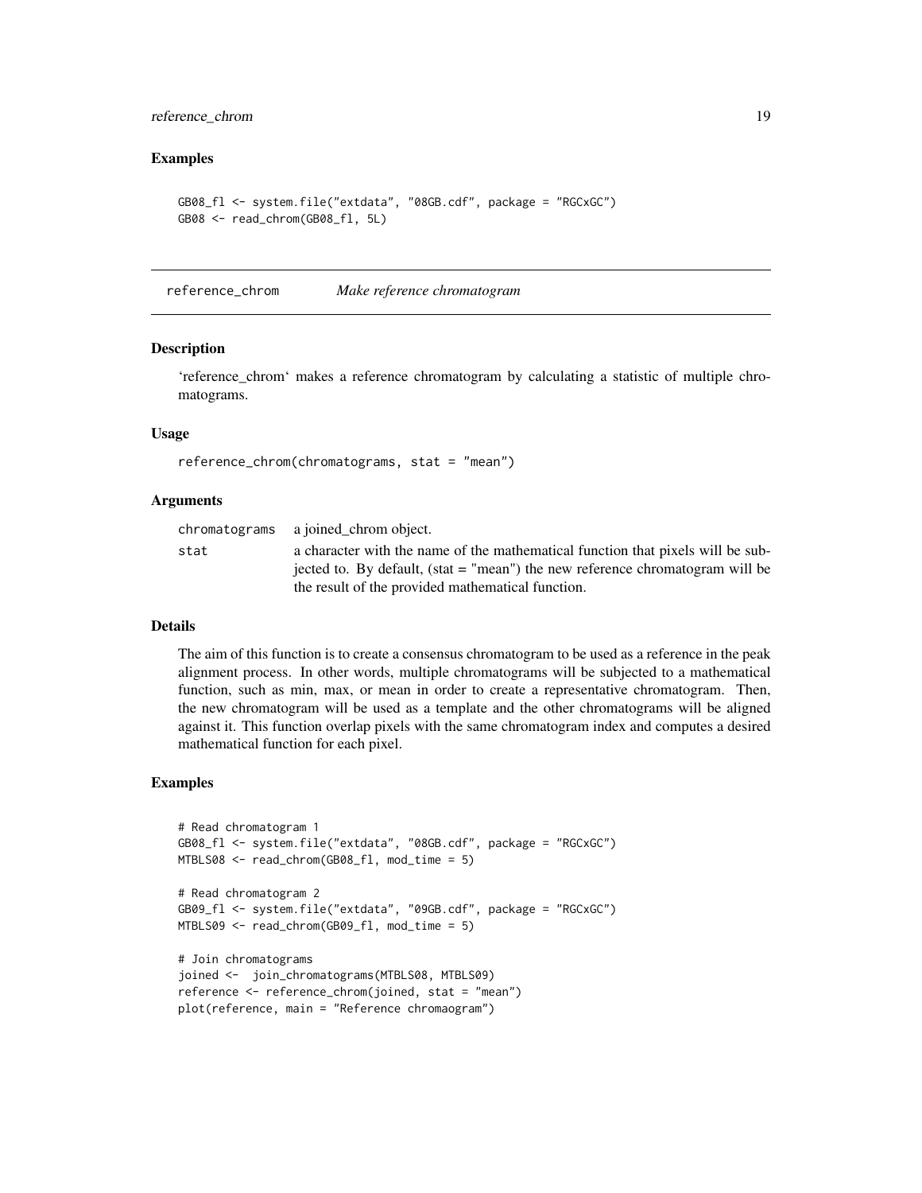## Examples

```
GB08_fl <- system.file("extdata", "08GB.cdf", package = "RGCxGC")
GB08 <- read_chrom(GB08_fl, 5L)
```

---

## reference_chrom — *Make reference chromatogram*

### Description

'reference_chrom' makes a reference chromatogram by calculating a statistic of multiple chromatograms.

### Usage

```
reference_chrom(chromatograms, stat = "mean")
```

### Arguments

| | |
|---|---|
| chromatograms | a joined_chrom object. |
| stat | a character with the name of the mathematical function that pixels will be subjected to. By default, (stat = "mean") the new reference chromatogram will be the result of the provided mathematical function. |

### Details

The aim of this function is to create a consensus chromatogram to be used as a reference in the peak alignment process. In other words, multiple chromatograms will be subjected to a mathematical function, such as min, max, or mean in order to create a representative chromatogram. Then, the new chromatogram will be used as a template and the other chromatograms will be aligned against it. This function overlap pixels with the same chromatogram index and computes a desired mathematical function for each pixel.

### Examples

```
# Read chromatogram 1
GB08_fl <- system.file("extdata", "08GB.cdf", package = "RGCxGC")
MTBLS08 <- read_chrom(GB08_fl, mod_time = 5)

# Read chromatogram 2
GB09_fl <- system.file("extdata", "09GB.cdf", package = "RGCxGC")
MTBLS09 <- read_chrom(GB09_fl, mod_time = 5)

# Join chromatograms
joined <-  join_chromatograms(MTBLS08, MTBLS09)
reference <- reference_chrom(joined, stat = "mean")
plot(reference, main = "Reference chromaogram")
```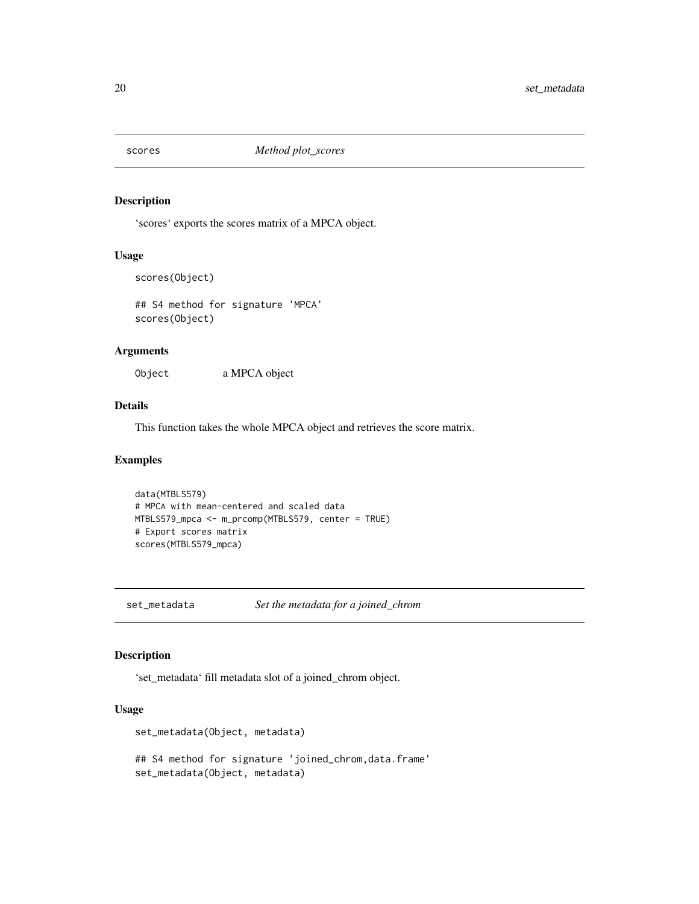## scores — *Method plot_scores*

### Description

'scores' exports the scores matrix of a MPCA object.

### Usage

```
scores(Object)

## S4 method for signature 'MPCA'
scores(Object)
```

### Arguments

| | |
|---|---|
| `Object` | a MPCA object |

### Details

This function takes the whole MPCA object and retrieves the score matrix.

### Examples

```
data(MTBLS579)
# MPCA with mean-centered and scaled data
MTBLS579_mpca <- m_prcomp(MTBLS579, center = TRUE)
# Export scores matrix
scores(MTBLS579_mpca)
```

## set_metadata — *Set the metadata for a joined_chrom*

### Description

'set_metadata' fill metadata slot of a joined_chrom object.

### Usage

```
set_metadata(Object, metadata)

## S4 method for signature 'joined_chrom,data.frame'
set_metadata(Object, metadata)
```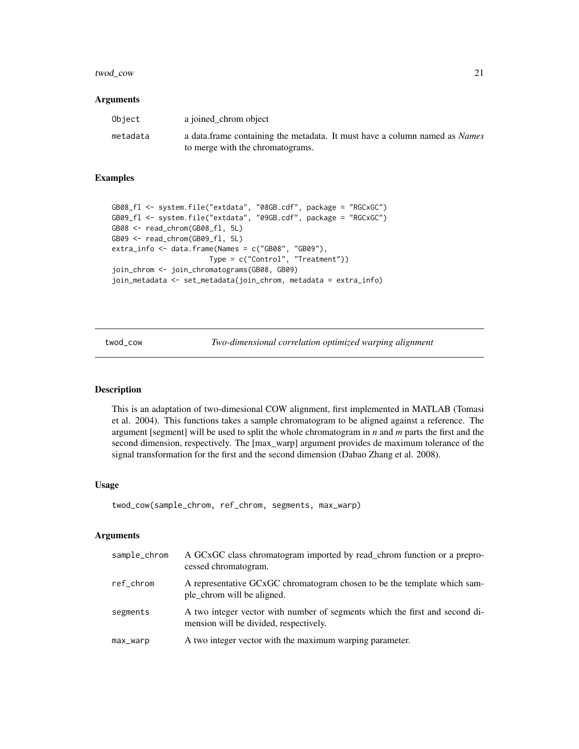### Arguments

| | |
|---|---|
| Object | a joined_chrom object |
| metadata | a data.frame containing the metadata. It must have a column named as *Names* to merge with the chromatograms. |

### Examples

```
GB08_fl <- system.file("extdata", "08GB.cdf", package = "RGCxGC")
GB09_fl <- system.file("extdata", "09GB.cdf", package = "RGCxGC")
GB08 <- read_chrom(GB08_fl, 5L)
GB09 <- read_chrom(GB09_fl, 5L)
extra_info <- data.frame(Names = c("GB08", "GB09"),
                    Type = c("Control", "Treatment"))
join_chrom <- join_chromatograms(GB08, GB09)
join_metadata <- set_metadata(join_chrom, metadata = extra_info)
```

---

## twod_cow    *Two-dimensional correlation optimized warping alignment*

---

### Description

This is an adaptation of two-dimesional COW alignment, first implemented in MATLAB (Tomasi et al. 2004). This functions takes a sample chromatogram to be aligned against a reference. The argument [segment] will be used to split the whole chromatogram in *n* and *m* parts the first and the second dimension, respectively. The [max_warp] argument provides de maximum tolerance of the signal transformation for the first and the second dimension (Dabao Zhang et al. 2008).

### Usage

```
twod_cow(sample_chrom, ref_chrom, segments, max_warp)
```

### Arguments

| | |
|---|---|
| sample_chrom | A GCxGC class chromatogram imported by read_chrom function or a preprocessed chromatogram. |
| ref_chrom | A representative GCxGC chromatogram chosen to be the template which sample_chrom will be aligned. |
| segments | A two integer vector with number of segments which the first and second dimension will be divided, respectively. |
| max_warp | A two integer vector with the maximum warping parameter. |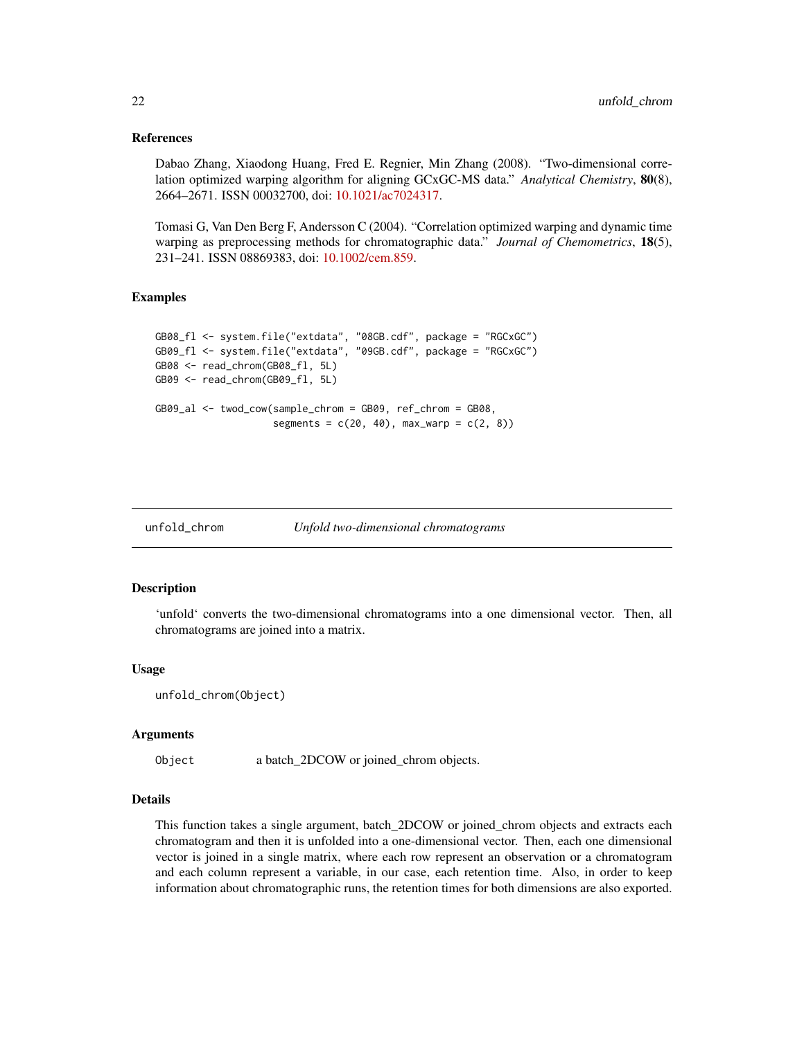### References

Dabao Zhang, Xiaodong Huang, Fred E. Regnier, Min Zhang (2008). "Two-dimensional correlation optimized warping algorithm for aligning GCxGC-MS data." *Analytical Chemistry*, **80**(8), 2664–2671. ISSN 00032700, doi: 10.1021/ac7024317.

Tomasi G, Van Den Berg F, Andersson C (2004). "Correlation optimized warping and dynamic time warping as preprocessing methods for chromatographic data." *Journal of Chemometrics*, **18**(5), 231–241. ISSN 08869383, doi: 10.1002/cem.859.

### Examples

```
GB08_fl <- system.file("extdata", "08GB.cdf", package = "RGCxGC")
GB09_fl <- system.file("extdata", "09GB.cdf", package = "RGCxGC")
GB08 <- read_chrom(GB08_fl, 5L)
GB09 <- read_chrom(GB09_fl, 5L)

GB09_al <- twod_cow(sample_chrom = GB09, ref_chrom = GB08,
                    segments = c(20, 40), max_warp = c(2, 8))
```

---

## unfold_chrom — *Unfold two-dimensional chromatograms*

### Description

'unfold' converts the two-dimensional chromatograms into a one dimensional vector. Then, all chromatograms are joined into a matrix.

### Usage

```
unfold_chrom(Object)
```

### Arguments

| | |
|---|---|
| Object | a batch_2DCOW or joined_chrom objects. |

### Details

This function takes a single argument, batch_2DCOW or joined_chrom objects and extracts each chromatogram and then it is unfolded into a one-dimensional vector. Then, each one dimensional vector is joined in a single matrix, where each row represent an observation or a chromatogram and each column represent a variable, in our case, each retention time. Also, in order to keep information about chromatographic runs, the retention times for both dimensions are also exported.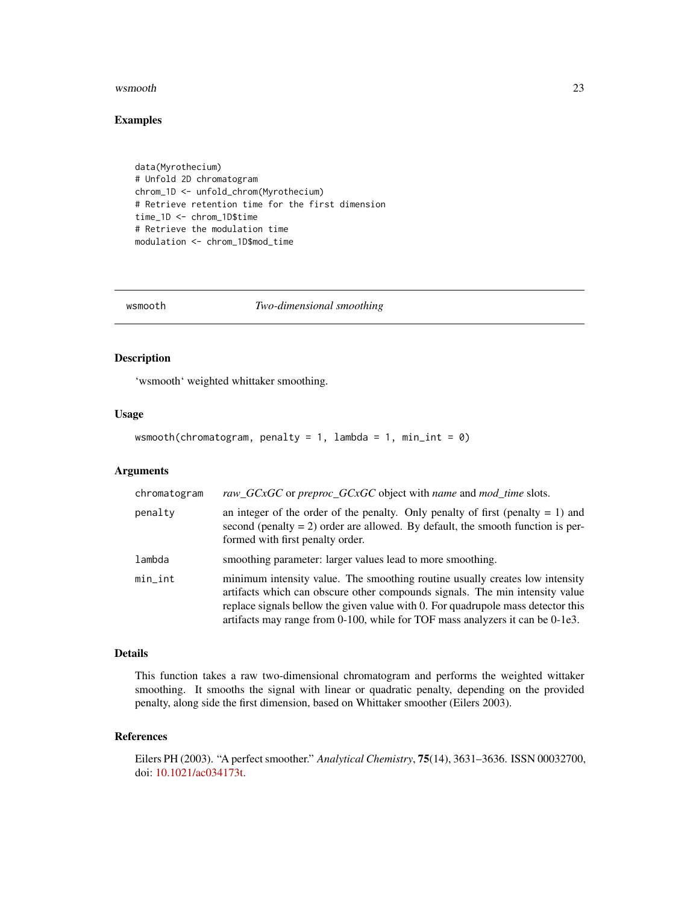## Examples

```
data(Myrothecium)
# Unfold 2D chromatogram
chrom_1D <- unfold_chrom(Myrothecium)
# Retrieve retention time for the first dimension
time_1D <- chrom_1D$time
# Retrieve the modulation time
modulation <- chrom_1D$mod_time
```

---

# wsmooth — *Two-dimensional smoothing*

## Description

'wsmooth' weighted whittaker smoothing.

## Usage

```
wsmooth(chromatogram, penalty = 1, lambda = 1, min_int = 0)
```

## Arguments

| | |
|---|---|
| chromatogram | *raw_GCxGC* or *preproc_GCxGC* object with *name* and *mod_time* slots. |
| penalty | an integer of the order of the penalty. Only penalty of first (penalty = 1) and second (penalty = 2) order are allowed. By default, the smooth function is performed with first penalty order. |
| lambda | smoothing parameter: larger values lead to more smoothing. |
| min_int | minimum intensity value. The smoothing routine usually creates low intensity artifacts which can obscure other compounds signals. The min intensity value replace signals bellow the given value with 0. For quadrupole mass detector this artifacts may range from 0-100, while for TOF mass analyzers it can be 0-1e3. |

## Details

This function takes a raw two-dimensional chromatogram and performs the weighted wittaker smoothing. It smooths the signal with linear or quadratic penalty, depending on the provided penalty, along side the first dimension, based on Whittaker smoother (Eilers 2003).

## References

Eilers PH (2003). "A perfect smoother." *Analytical Chemistry*, **75**(14), 3631–3636. ISSN 00032700, doi: 10.1021/ac034173t.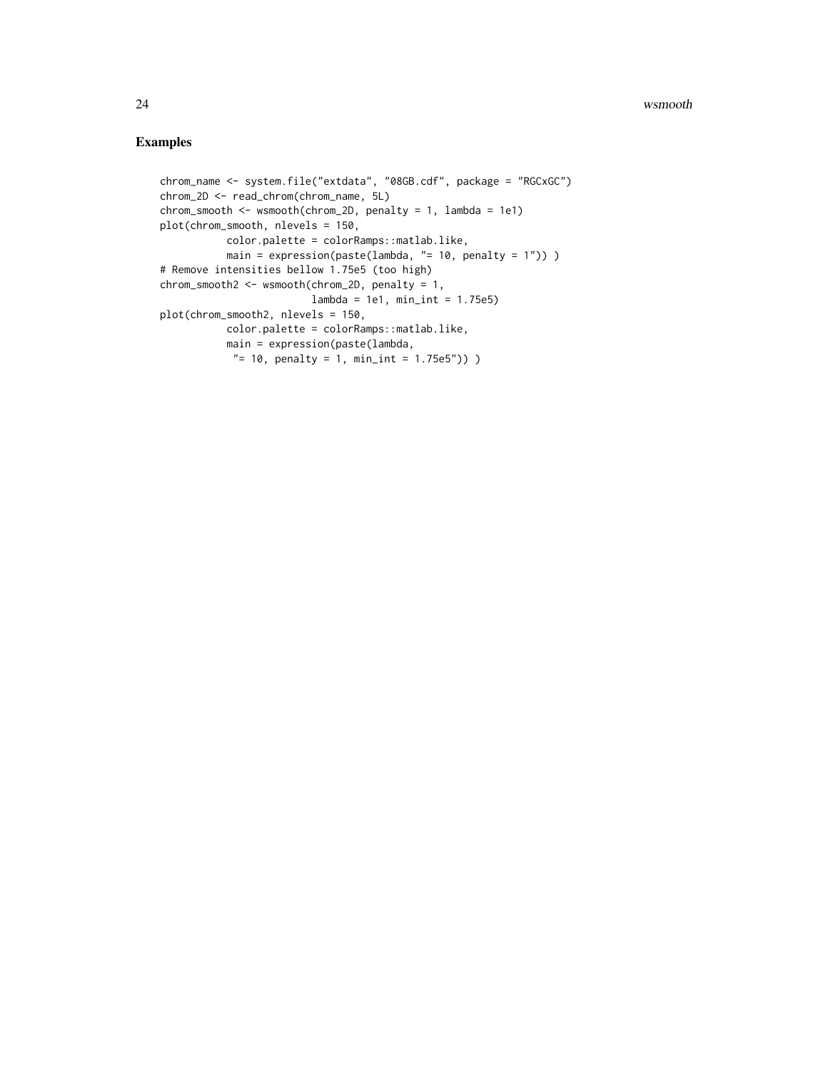## Examples

```
chrom_name <- system.file("extdata", "08GB.cdf", package = "RGCxGC")
chrom_2D <- read_chrom(chrom_name, 5L)
chrom_smooth <- wsmooth(chrom_2D, penalty = 1, lambda = 1e1)
plot(chrom_smooth, nlevels = 150,
           color.palette = colorRamps::matlab.like,
           main = expression(paste(lambda, "= 10, penalty = 1")) )
# Remove intensities bellow 1.75e5 (too high)
chrom_smooth2 <- wsmooth(chrom_2D, penalty = 1,
                         lambda = 1e1, min_int = 1.75e5)
plot(chrom_smooth2, nlevels = 150,
           color.palette = colorRamps::matlab.like,
           main = expression(paste(lambda,
            "= 10, penalty = 1, min_int = 1.75e5")) )
```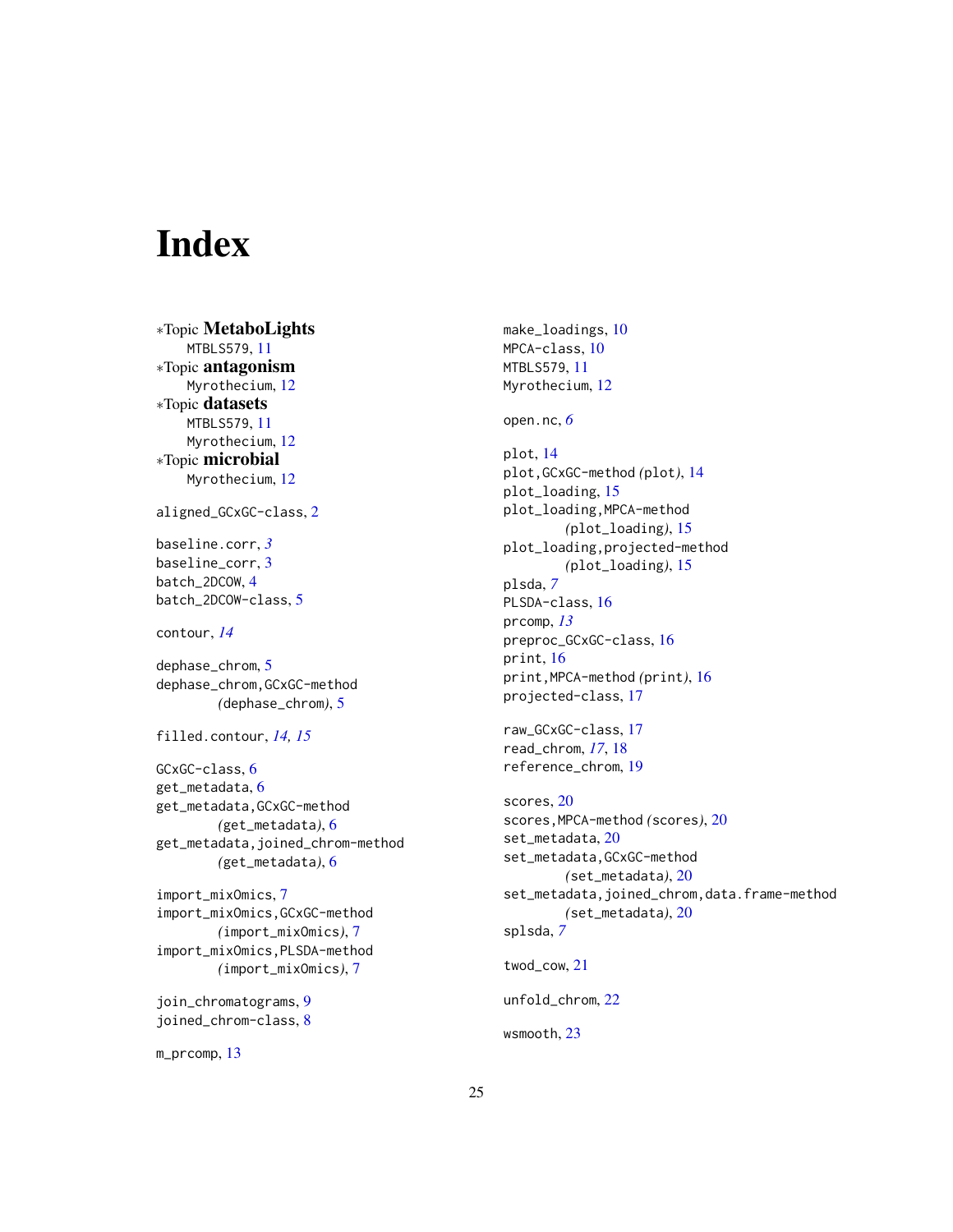# Index

∗Topic **MetaboLights**
  MTBLS579, 11
∗Topic **antagonism**
  Myrothecium, 12
∗Topic **datasets**
  MTBLS579, 11
  Myrothecium, 12
∗Topic **microbial**
  Myrothecium, 12

aligned_GCxGC-class, 2

baseline.corr, *3*
baseline_corr, 3
batch_2DCOW, 4
batch_2DCOW-class, 5

contour, *14*

dephase_chrom, 5
dephase_chrom,GCxGC-method
  (dephase_chrom), 5

filled.contour, *14, 15*

GCxGC-class, 6
get_metadata, 6
get_metadata,GCxGC-method
  (get_metadata), 6
get_metadata,joined_chrom-method
  (get_metadata), 6

import_mixOmics, 7
import_mixOmics,GCxGC-method
  (import_mixOmics), 7
import_mixOmics,PLSDA-method
  (import_mixOmics), 7

join_chromatograms, 9
joined_chrom-class, 8

m_prcomp, 13
make_loadings, 10
MPCA-class, 10
MTBLS579, 11
Myrothecium, 12

open.nc, *6*

plot, 14
plot,GCxGC-method (plot), 14
plot_loading, 15
plot_loading,MPCA-method
  (plot_loading), 15
plot_loading,projected-method
  (plot_loading), 15
plsda, *7*
PLSDA-class, 16
prcomp, *13*
preproc_GCxGC-class, 16
print, 16
print,MPCA-method (print), 16
projected-class, 17

raw_GCxGC-class, 17
read_chrom, *17*, 18
reference_chrom, 19

scores, 20
scores,MPCA-method (scores), 20
set_metadata, 20
set_metadata,GCxGC-method
  (set_metadata), 20
set_metadata,joined_chrom,data.frame-method
  (set_metadata), 20
splsda, *7*

twod_cow, 21

unfold_chrom, 22

wsmooth, 23